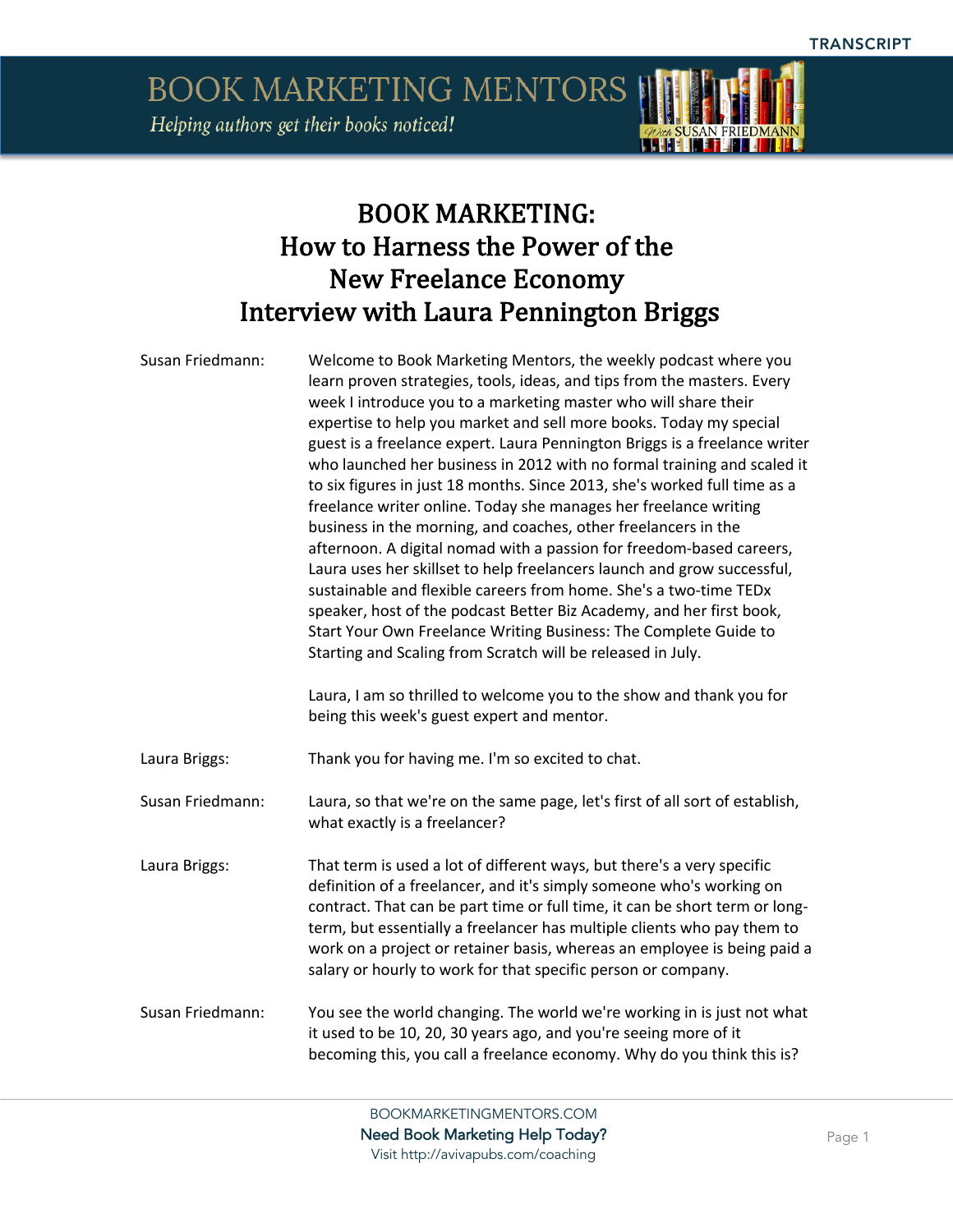# BOOK MARKETING: How to Harness the Power of the New Freelance Economy Interview with Laura Pennington Briggs

Susan Friedmann: Welcome to Book Marketing Mentors, the weekly podcast where you learn proven strategies, tools, ideas, and tips from the masters. Every week I introduce you to a marketing master who will share their expertise to help you market and sell more books. Today my special guest is a freelance expert. Laura Pennington Briggs is a freelance writer who launched her business in 2012 with no formal training and scaled it to six figures in just 18 months. Since 2013, she's worked full time as a freelance writer online. Today she manages her freelance writing business in the morning, and coaches, other freelancers in the afternoon. A digital nomad with a passion for freedom-based careers, Laura uses her skillset to help freelancers launch and grow successful, sustainable and flexible careers from home. She's a two-time TEDx speaker, host of the podcast Better Biz Academy, and her first book, Start Your Own Freelance Writing Business: The Complete Guide to Starting and Scaling from Scratch will be released in July.

Laura, I am so thrilled to welcome you to the show and thank you for being this week's guest expert and mentor.

Laura Briggs: Thank you for having me. I'm so excited to chat.

Susan Friedmann: Laura, so that we're on the same page, let's first of all sort of establish, what exactly is a freelancer?

Laura Briggs: That term is used a lot of different ways, but there's a very specific definition of a freelancer, and it's simply someone who's working on contract. That can be part time or full time, it can be short term or long-term, but essentially a freelancer has multiple clients who pay them to work on a project or retainer basis, whereas an employee is being paid a salary or hourly to work for that specific person or company.

Susan Friedmann: You see the world changing. The world we're working in is just not what it used to be 10, 20, 30 years ago, and you're seeing more of it becoming this, you call a freelance economy. Why do you think this is?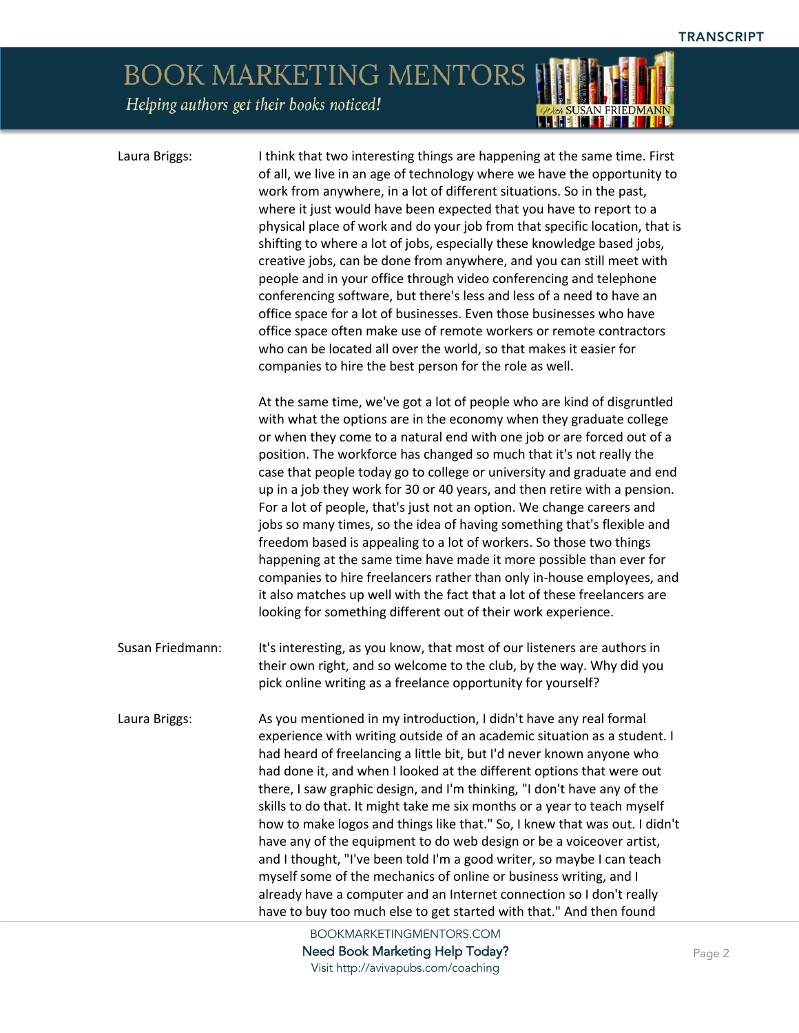**Laura Briggs:** I think that two interesting things are happening at the same time. First of all, we live in an age of technology where we have the opportunity to work from anywhere, in a lot of different situations. So in the past, where it just would have been expected that you have to report to a physical place of work and do your job from that specific location, that is shifting to where a lot of jobs, especially these knowledge based jobs, creative jobs, can be done from anywhere, and you can still meet with people and in your office through video conferencing and telephone conferencing software, but there's less and less of a need to have an office space for a lot of businesses. Even those businesses who have office space often make use of remote workers or remote contractors who can be located all over the world, so that makes it easier for companies to hire the best person for the role as well.

At the same time, we've got a lot of people who are kind of disgruntled with what the options are in the economy when they graduate college or when they come to a natural end with one job or are forced out of a position. The workforce has changed so much that it's not really the case that people today go to college or university and graduate and end up in a job they work for 30 or 40 years, and then retire with a pension. For a lot of people, that's just not an option. We change careers and jobs so many times, so the idea of having something that's flexible and freedom based is appealing to a lot of workers. So those two things happening at the same time have made it more possible than ever for companies to hire freelancers rather than only in-house employees, and it also matches up well with the fact that a lot of these freelancers are looking for something different out of their work experience.

**Susan Friedmann:** It's interesting, as you know, that most of our listeners are authors in their own right, and so welcome to the club, by the way. Why did you pick online writing as a freelance opportunity for yourself?

**Laura Briggs:** As you mentioned in my introduction, I didn't have any real formal experience with writing outside of an academic situation as a student. I had heard of freelancing a little bit, but I'd never known anyone who had done it, and when I looked at the different options that were out there, I saw graphic design, and I'm thinking, "I don't have any of the skills to do that. It might take me six months or a year to teach myself how to make logos and things like that." So, I knew that was out. I didn't have any of the equipment to do web design or be a voiceover artist, and I thought, "I've been told I'm a good writer, so maybe I can teach myself some of the mechanics of online or business writing, and I already have a computer and an Internet connection so I don't really have to buy too much else to get started with that." And then found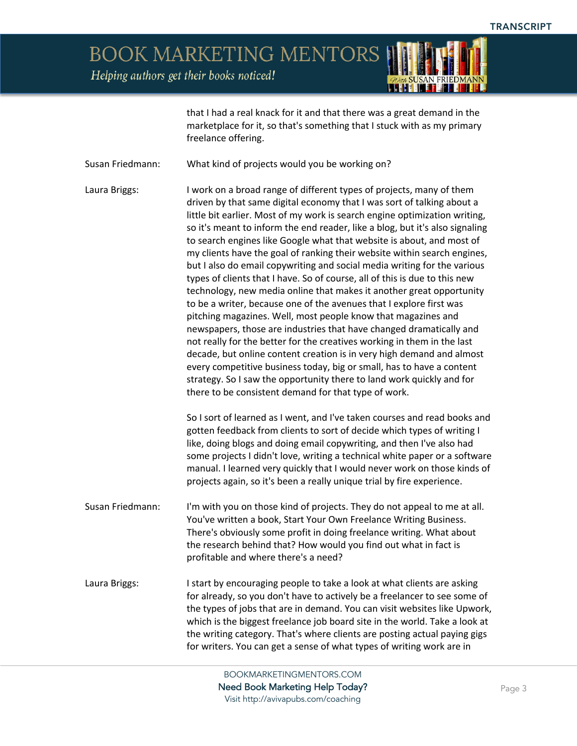that I had a real knack for it and that there was a great demand in the marketplace for it, so that's something that I stuck with as my primary freelance offering.

Susan Friedmann: What kind of projects would you be working on?

Laura Briggs: I work on a broad range of different types of projects, many of them driven by that same digital economy that I was sort of talking about a little bit earlier. Most of my work is search engine optimization writing, so it's meant to inform the end reader, like a blog, but it's also signaling to search engines like Google what that website is about, and most of my clients have the goal of ranking their website within search engines, but I also do email copywriting and social media writing for the various types of clients that I have. So of course, all of this is due to this new technology, new media online that makes it another great opportunity to be a writer, because one of the avenues that I explore first was pitching magazines. Well, most people know that magazines and newspapers, those are industries that have changed dramatically and not really for the better for the creatives working in them in the last decade, but online content creation is in very high demand and almost every competitive business today, big or small, has to have a content strategy. So I saw the opportunity there to land work quickly and for there to be consistent demand for that type of work.

So I sort of learned as I went, and I've taken courses and read books and gotten feedback from clients to sort of decide which types of writing I like, doing blogs and doing email copywriting, and then I've also had some projects I didn't love, writing a technical white paper or a software manual. I learned very quickly that I would never work on those kinds of projects again, so it's been a really unique trial by fire experience.

Susan Friedmann: I'm with you on those kind of projects. They do not appeal to me at all. You've written a book, Start Your Own Freelance Writing Business. There's obviously some profit in doing freelance writing. What about the research behind that? How would you find out what in fact is profitable and where there's a need?

Laura Briggs: I start by encouraging people to take a look at what clients are asking for already, so you don't have to actively be a freelancer to see some of the types of jobs that are in demand. You can visit websites like Upwork, which is the biggest freelance job board site in the world. Take a look at the writing category. That's where clients are posting actual paying gigs for writers. You can get a sense of what types of writing work are in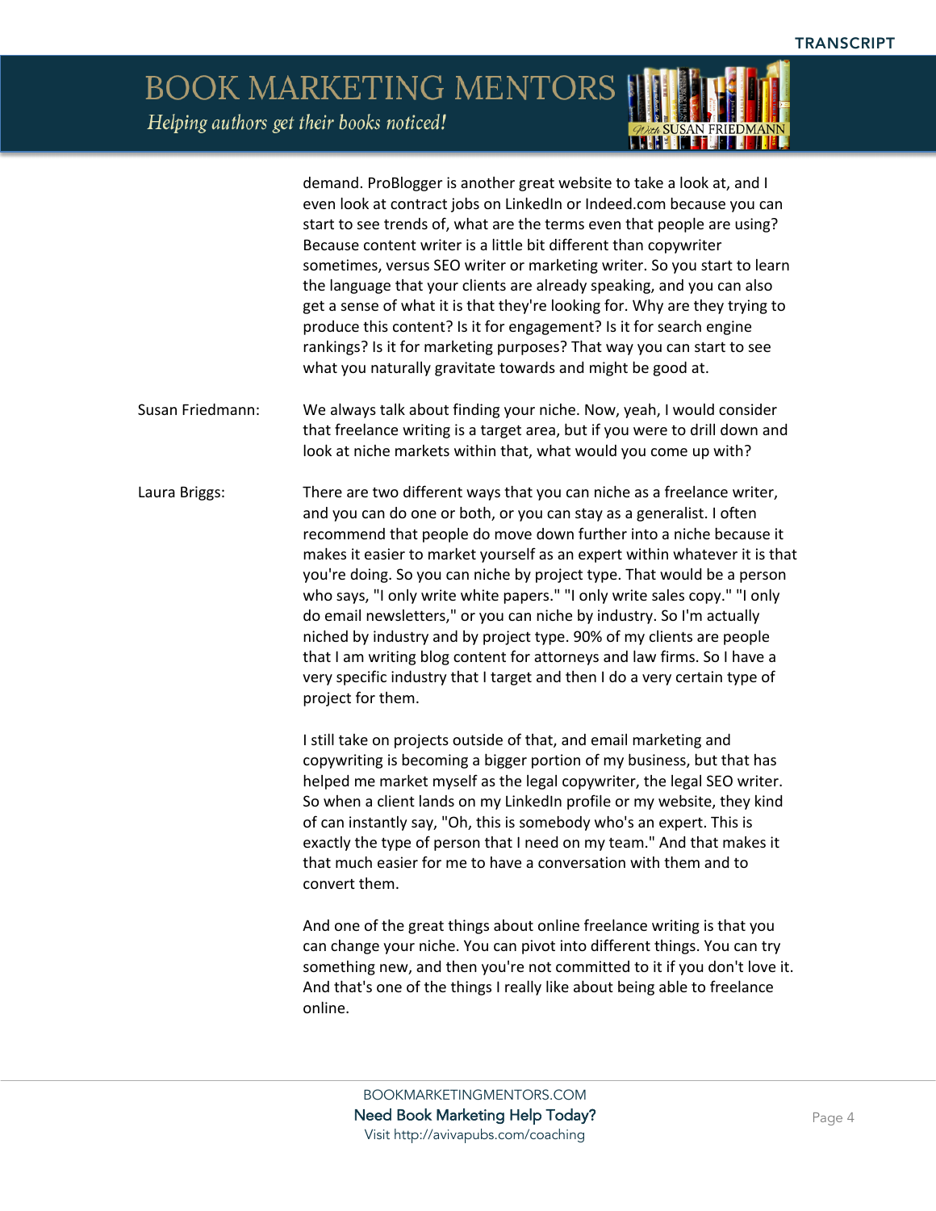demand. ProBlogger is another great website to take a look at, and I even look at contract jobs on LinkedIn or Indeed.com because you can start to see trends of, what are the terms even that people are using? Because content writer is a little bit different than copywriter sometimes, versus SEO writer or marketing writer. So you start to learn the language that your clients are already speaking, and you can also get a sense of what it is that they're looking for. Why are they trying to produce this content? Is it for engagement? Is it for search engine rankings? Is it for marketing purposes? That way you can start to see what you naturally gravitate towards and might be good at.

**Susan Friedmann:** We always talk about finding your niche. Now, yeah, I would consider that freelance writing is a target area, but if you were to drill down and look at niche markets within that, what would you come up with?

**Laura Briggs:** There are two different ways that you can niche as a freelance writer, and you can do one or both, or you can stay as a generalist. I often recommend that people do move down further into a niche because it makes it easier to market yourself as an expert within whatever it is that you're doing. So you can niche by project type. That would be a person who says, "I only write white papers." "I only write sales copy." "I only do email newsletters," or you can niche by industry. So I'm actually niched by industry and by project type. 90% of my clients are people that I am writing blog content for attorneys and law firms. So I have a very specific industry that I target and then I do a very certain type of project for them.

I still take on projects outside of that, and email marketing and copywriting is becoming a bigger portion of my business, but that has helped me market myself as the legal copywriter, the legal SEO writer. So when a client lands on my LinkedIn profile or my website, they kind of can instantly say, "Oh, this is somebody who's an expert. This is exactly the type of person that I need on my team." And that makes it that much easier for me to have a conversation with them and to convert them.

And one of the great things about online freelance writing is that you can change your niche. You can pivot into different things. You can try something new, and then you're not committed to it if you don't love it. And that's one of the things I really like about being able to freelance online.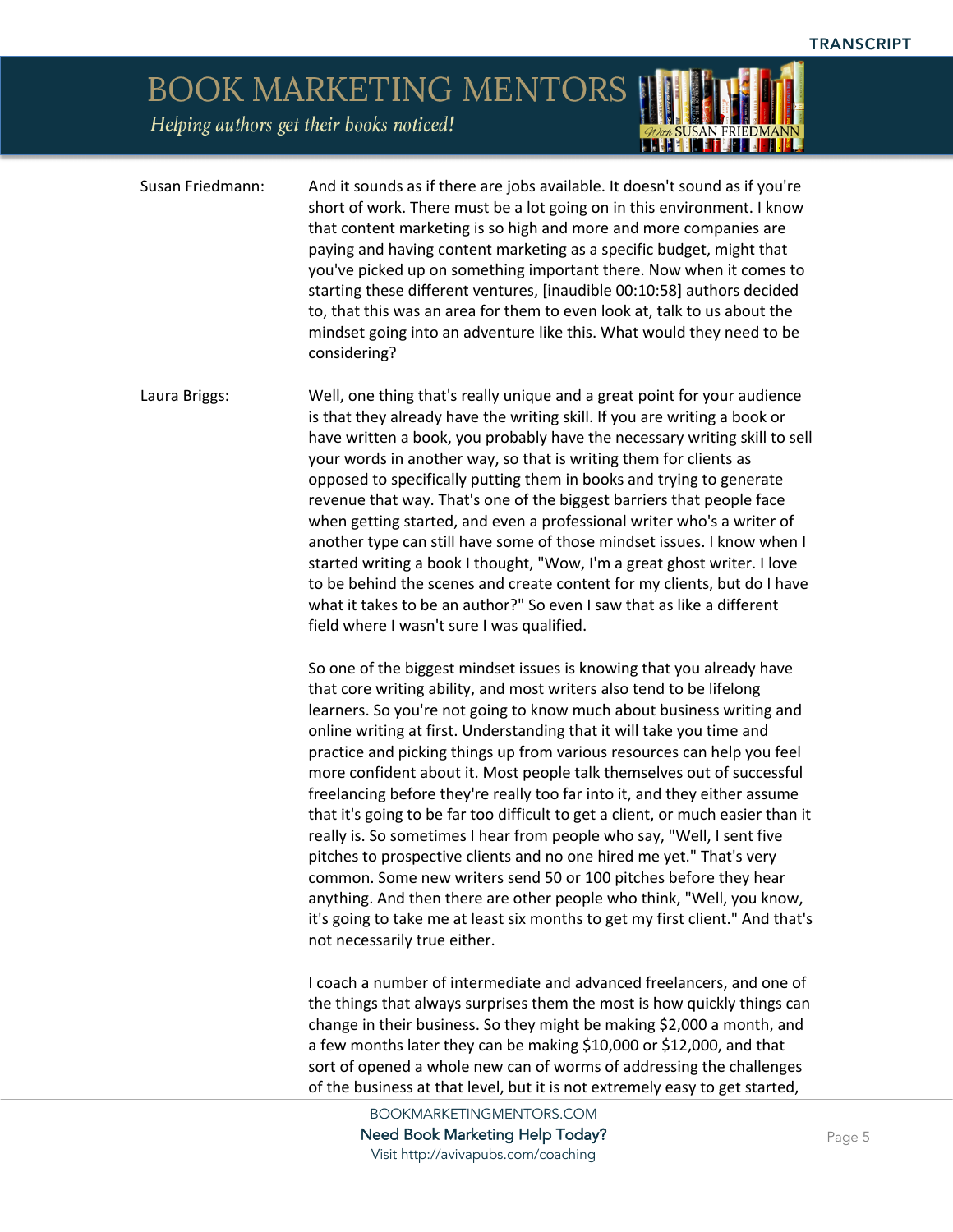**Susan Friedmann:** And it sounds as if there are jobs available. It doesn't sound as if you're short of work. There must be a lot going on in this environment. I know that content marketing is so high and more and more companies are paying and having content marketing as a specific budget, might that you've picked up on something important there. Now when it comes to starting these different ventures, [inaudible 00:10:58] authors decided to, that this was an area for them to even look at, talk to us about the mindset going into an adventure like this. What would they need to be considering?

**Laura Briggs:** Well, one thing that's really unique and a great point for your audience is that they already have the writing skill. If you are writing a book or have written a book, you probably have the necessary writing skill to sell your words in another way, so that is writing them for clients as opposed to specifically putting them in books and trying to generate revenue that way. That's one of the biggest barriers that people face when getting started, and even a professional writer who's a writer of another type can still have some of those mindset issues. I know when I started writing a book I thought, "Wow, I'm a great ghost writer. I love to be behind the scenes and create content for my clients, but do I have what it takes to be an author?" So even I saw that as like a different field where I wasn't sure I was qualified.

So one of the biggest mindset issues is knowing that you already have that core writing ability, and most writers also tend to be lifelong learners. So you're not going to know much about business writing and online writing at first. Understanding that it will take you time and practice and picking things up from various resources can help you feel more confident about it. Most people talk themselves out of successful freelancing before they're really too far into it, and they either assume that it's going to be far too difficult to get a client, or much easier than it really is. So sometimes I hear from people who say, "Well, I sent five pitches to prospective clients and no one hired me yet." That's very common. Some new writers send 50 or 100 pitches before they hear anything. And then there are other people who think, "Well, you know, it's going to take me at least six months to get my first client." And that's not necessarily true either.

I coach a number of intermediate and advanced freelancers, and one of the things that always surprises them the most is how quickly things can change in their business. So they might be making $2,000 a month, and a few months later they can be making $10,000 or $12,000, and that sort of opened a whole new can of worms of addressing the challenges of the business at that level, but it is not extremely easy to get started,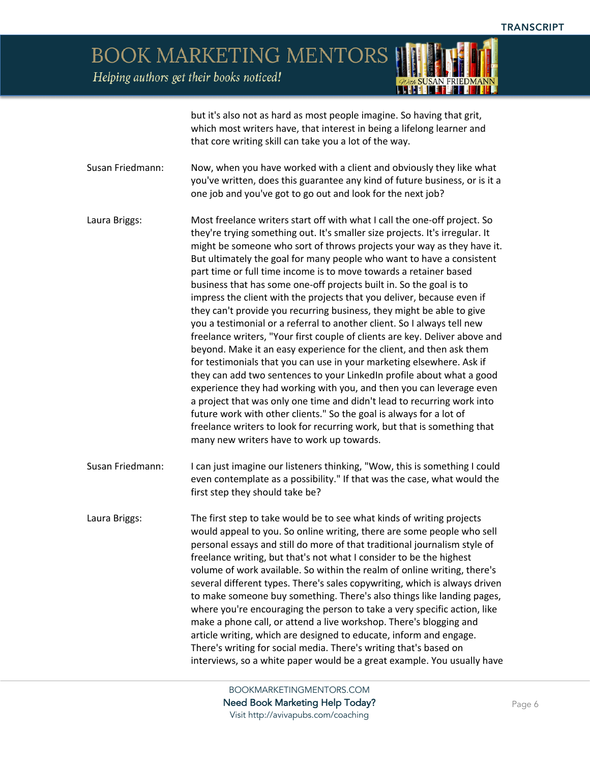but it's also not as hard as most people imagine. So having that grit, which most writers have, that interest in being a lifelong learner and that core writing skill can take you a lot of the way.

Susan Friedmann: Now, when you have worked with a client and obviously they like what you've written, does this guarantee any kind of future business, or is it a one job and you've got to go out and look for the next job?

Laura Briggs: Most freelance writers start off with what I call the one-off project. So they're trying something out. It's smaller size projects. It's irregular. It might be someone who sort of throws projects your way as they have it. But ultimately the goal for many people who want to have a consistent part time or full time income is to move towards a retainer based business that has some one-off projects built in. So the goal is to impress the client with the projects that you deliver, because even if they can't provide you recurring business, they might be able to give you a testimonial or a referral to another client. So I always tell new freelance writers, "Your first couple of clients are key. Deliver above and beyond. Make it an easy experience for the client, and then ask them for testimonials that you can use in your marketing elsewhere. Ask if they can add two sentences to your LinkedIn profile about what a good experience they had working with you, and then you can leverage even a project that was only one time and didn't lead to recurring work into future work with other clients." So the goal is always for a lot of freelance writers to look for recurring work, but that is something that many new writers have to work up towards.

Susan Friedmann: I can just imagine our listeners thinking, "Wow, this is something I could even contemplate as a possibility." If that was the case, what would the first step they should take be?

Laura Briggs: The first step to take would be to see what kinds of writing projects would appeal to you. So online writing, there are some people who sell personal essays and still do more of that traditional journalism style of freelance writing, but that's not what I consider to be the highest volume of work available. So within the realm of online writing, there's several different types. There's sales copywriting, which is always driven to make someone buy something. There's also things like landing pages, where you're encouraging the person to take a very specific action, like make a phone call, or attend a live workshop. There's blogging and article writing, which are designed to educate, inform and engage. There's writing for social media. There's writing that's based on interviews, so a white paper would be a great example. You usually have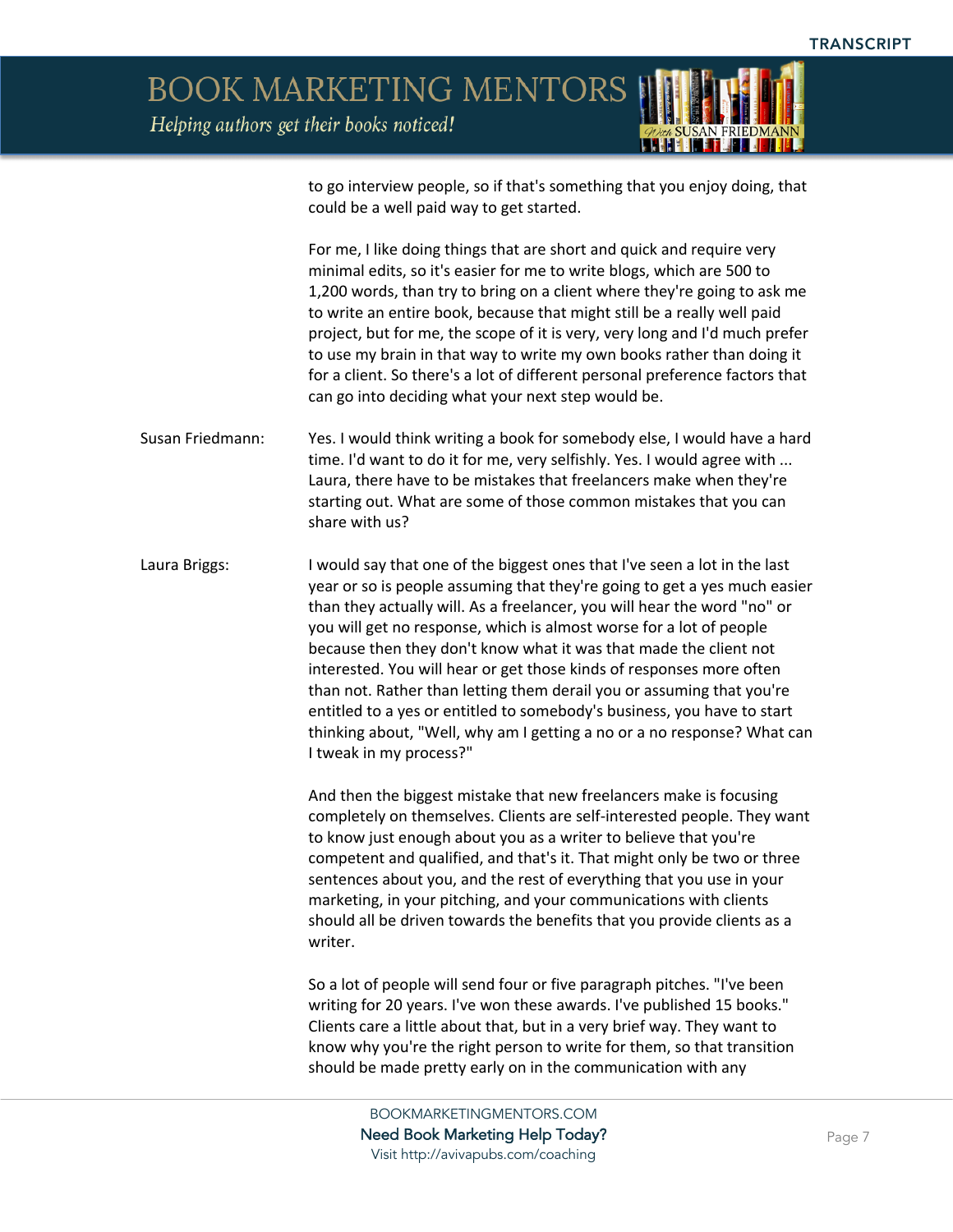to go interview people, so if that's something that you enjoy doing, that could be a well paid way to get started.

For me, I like doing things that are short and quick and require very minimal edits, so it's easier for me to write blogs, which are 500 to 1,200 words, than try to bring on a client where they're going to ask me to write an entire book, because that might still be a really well paid project, but for me, the scope of it is very, very long and I'd much prefer to use my brain in that way to write my own books rather than doing it for a client. So there's a lot of different personal preference factors that can go into deciding what your next step would be.

Susan Friedmann: Yes. I would think writing a book for somebody else, I would have a hard time. I'd want to do it for me, very selfishly. Yes. I would agree with ... Laura, there have to be mistakes that freelancers make when they're starting out. What are some of those common mistakes that you can share with us?

Laura Briggs: I would say that one of the biggest ones that I've seen a lot in the last year or so is people assuming that they're going to get a yes much easier than they actually will. As a freelancer, you will hear the word "no" or you will get no response, which is almost worse for a lot of people because then they don't know what it was that made the client not interested. You will hear or get those kinds of responses more often than not. Rather than letting them derail you or assuming that you're entitled to a yes or entitled to somebody's business, you have to start thinking about, "Well, why am I getting a no or a no response? What can I tweak in my process?"

And then the biggest mistake that new freelancers make is focusing completely on themselves. Clients are self-interested people. They want to know just enough about you as a writer to believe that you're competent and qualified, and that's it. That might only be two or three sentences about you, and the rest of everything that you use in your marketing, in your pitching, and your communications with clients should all be driven towards the benefits that you provide clients as a writer.

So a lot of people will send four or five paragraph pitches. "I've been writing for 20 years. I've won these awards. I've published 15 books." Clients care a little about that, but in a very brief way. They want to know why you're the right person to write for them, so that transition should be made pretty early on in the communication with any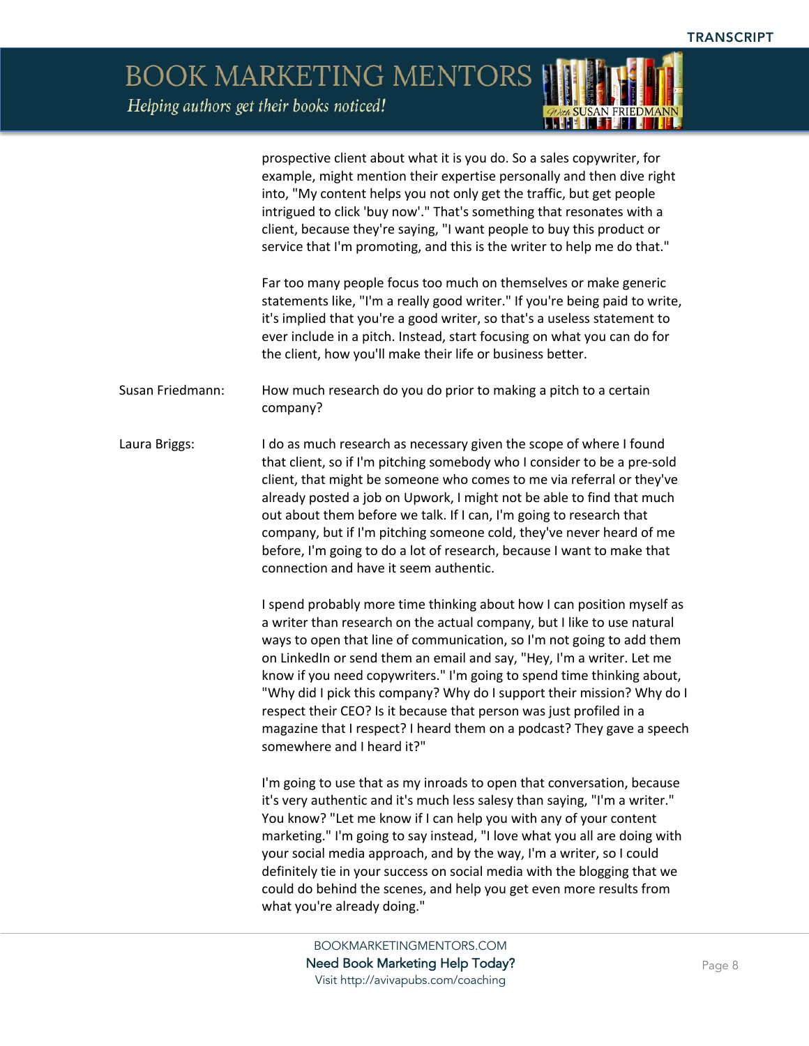prospective client about what it is you do. So a sales copywriter, for example, might mention their expertise personally and then dive right into, "My content helps you not only get the traffic, but get people intrigued to click 'buy now'." That's something that resonates with a client, because they're saying, "I want people to buy this product or service that I'm promoting, and this is the writer to help me do that."

Far too many people focus too much on themselves or make generic statements like, "I'm a really good writer." If you're being paid to write, it's implied that you're a good writer, so that's a useless statement to ever include in a pitch. Instead, start focusing on what you can do for the client, how you'll make their life or business better.

Susan Friedmann: How much research do you do prior to making a pitch to a certain company?

Laura Briggs: I do as much research as necessary given the scope of where I found that client, so if I'm pitching somebody who I consider to be a pre-sold client, that might be someone who comes to me via referral or they've already posted a job on Upwork, I might not be able to find that much out about them before we talk. If I can, I'm going to research that company, but if I'm pitching someone cold, they've never heard of me before, I'm going to do a lot of research, because I want to make that connection and have it seem authentic.

I spend probably more time thinking about how I can position myself as a writer than research on the actual company, but I like to use natural ways to open that line of communication, so I'm not going to add them on LinkedIn or send them an email and say, "Hey, I'm a writer. Let me know if you need copywriters." I'm going to spend time thinking about, "Why did I pick this company? Why do I support their mission? Why do I respect their CEO? Is it because that person was just profiled in a magazine that I respect? I heard them on a podcast? They gave a speech somewhere and I heard it?"

I'm going to use that as my inroads to open that conversation, because it's very authentic and it's much less salesy than saying, "I'm a writer." You know? "Let me know if I can help you with any of your content marketing." I'm going to say instead, "I love what you all are doing with your social media approach, and by the way, I'm a writer, so I could definitely tie in your success on social media with the blogging that we could do behind the scenes, and help you get even more results from what you're already doing."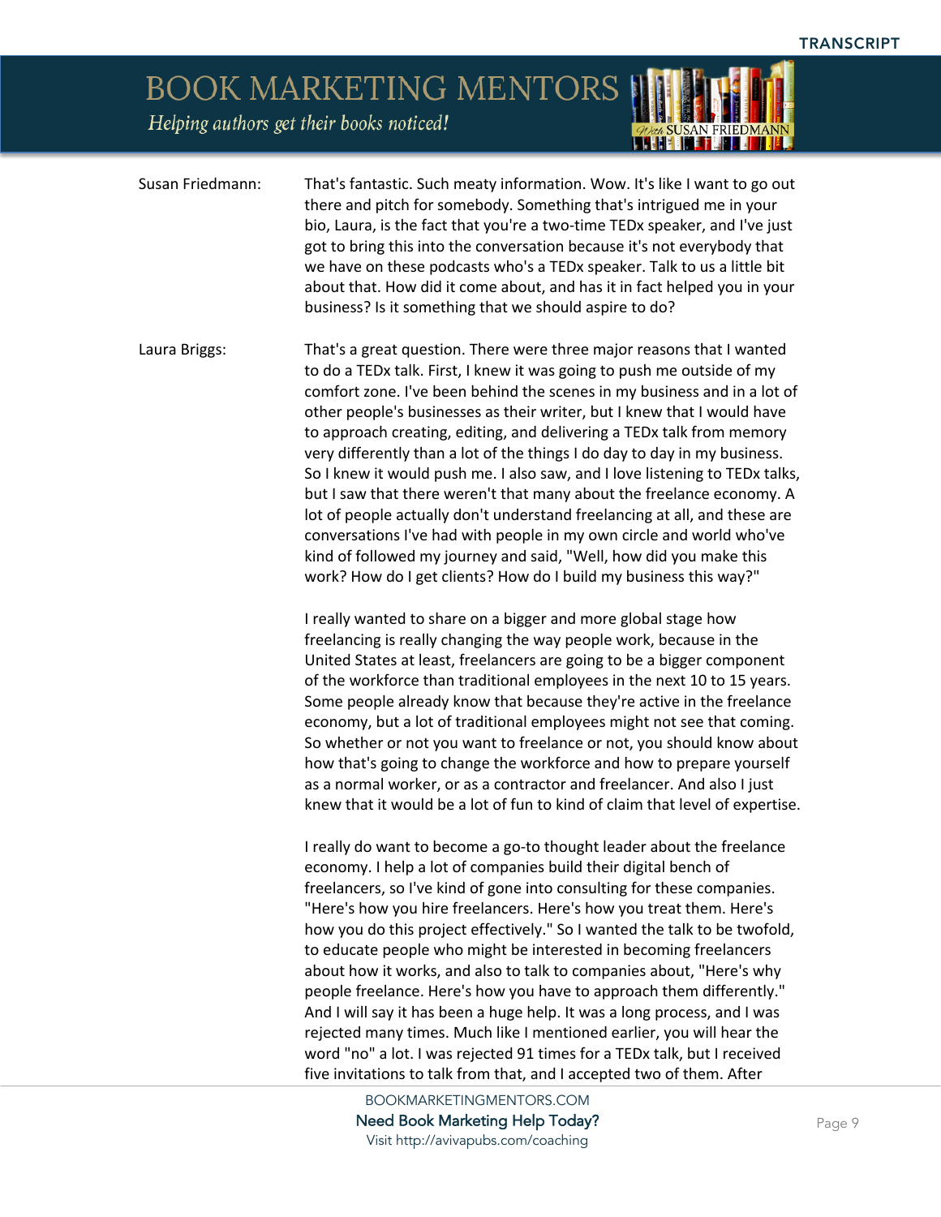**Susan Friedmann:** That's fantastic. Such meaty information. Wow. It's like I want to go out there and pitch for somebody. Something that's intrigued me in your bio, Laura, is the fact that you're a two-time TEDx speaker, and I've just got to bring this into the conversation because it's not everybody that we have on these podcasts who's a TEDx speaker. Talk to us a little bit about that. How did it come about, and has it in fact helped you in your business? Is it something that we should aspire to do?

**Laura Briggs:** That's a great question. There were three major reasons that I wanted to do a TEDx talk. First, I knew it was going to push me outside of my comfort zone. I've been behind the scenes in my business and in a lot of other people's businesses as their writer, but I knew that I would have to approach creating, editing, and delivering a TEDx talk from memory very differently than a lot of the things I do day to day in my business. So I knew it would push me. I also saw, and I love listening to TEDx talks, but I saw that there weren't that many about the freelance economy. A lot of people actually don't understand freelancing at all, and these are conversations I've had with people in my own circle and world who've kind of followed my journey and said, "Well, how did you make this work? How do I get clients? How do I build my business this way?"

I really wanted to share on a bigger and more global stage how freelancing is really changing the way people work, because in the United States at least, freelancers are going to be a bigger component of the workforce than traditional employees in the next 10 to 15 years. Some people already know that because they're active in the freelance economy, but a lot of traditional employees might not see that coming. So whether or not you want to freelance or not, you should know about how that's going to change the workforce and how to prepare yourself as a normal worker, or as a contractor and freelancer. And also I just knew that it would be a lot of fun to kind of claim that level of expertise.

I really do want to become a go-to thought leader about the freelance economy. I help a lot of companies build their digital bench of freelancers, so I've kind of gone into consulting for these companies. "Here's how you hire freelancers. Here's how you treat them. Here's how you do this project effectively." So I wanted the talk to be twofold, to educate people who might be interested in becoming freelancers about how it works, and also to talk to companies about, "Here's why people freelance. Here's how you have to approach them differently." And I will say it has been a huge help. It was a long process, and I was rejected many times. Much like I mentioned earlier, you will hear the word "no" a lot. I was rejected 91 times for a TEDx talk, but I received five invitations to talk from that, and I accepted two of them. After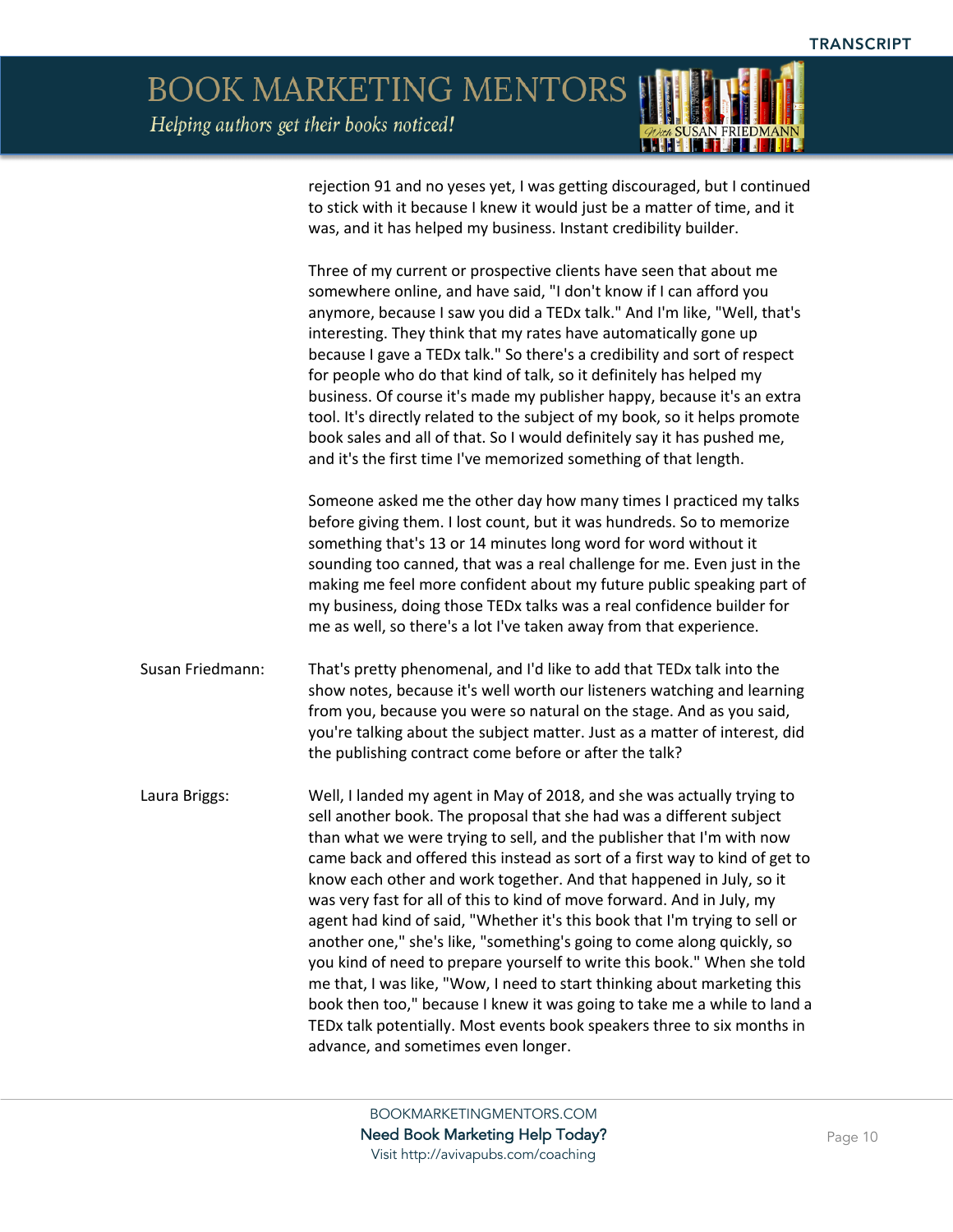rejection 91 and no yeses yet, I was getting discouraged, but I continued to stick with it because I knew it would just be a matter of time, and it was, and it has helped my business. Instant credibility builder.

Three of my current or prospective clients have seen that about me somewhere online, and have said, "I don't know if I can afford you anymore, because I saw you did a TEDx talk." And I'm like, "Well, that's interesting. They think that my rates have automatically gone up because I gave a TEDx talk." So there's a credibility and sort of respect for people who do that kind of talk, so it definitely has helped my business. Of course it's made my publisher happy, because it's an extra tool. It's directly related to the subject of my book, so it helps promote book sales and all of that. So I would definitely say it has pushed me, and it's the first time I've memorized something of that length.

Someone asked me the other day how many times I practiced my talks before giving them. I lost count, but it was hundreds. So to memorize something that's 13 or 14 minutes long word for word without it sounding too canned, that was a real challenge for me. Even just in the making me feel more confident about my future public speaking part of my business, doing those TEDx talks was a real confidence builder for me as well, so there's a lot I've taken away from that experience.

Susan Friedmann: That's pretty phenomenal, and I'd like to add that TEDx talk into the show notes, because it's well worth our listeners watching and learning from you, because you were so natural on the stage. And as you said, you're talking about the subject matter. Just as a matter of interest, did the publishing contract come before or after the talk?

Laura Briggs: Well, I landed my agent in May of 2018, and she was actually trying to sell another book. The proposal that she had was a different subject than what we were trying to sell, and the publisher that I'm with now came back and offered this instead as sort of a first way to kind of get to know each other and work together. And that happened in July, so it was very fast for all of this to kind of move forward. And in July, my agent had kind of said, "Whether it's this book that I'm trying to sell or another one," she's like, "something's going to come along quickly, so you kind of need to prepare yourself to write this book." When she told me that, I was like, "Wow, I need to start thinking about marketing this book then too," because I knew it was going to take me a while to land a TEDx talk potentially. Most events book speakers three to six months in advance, and sometimes even longer.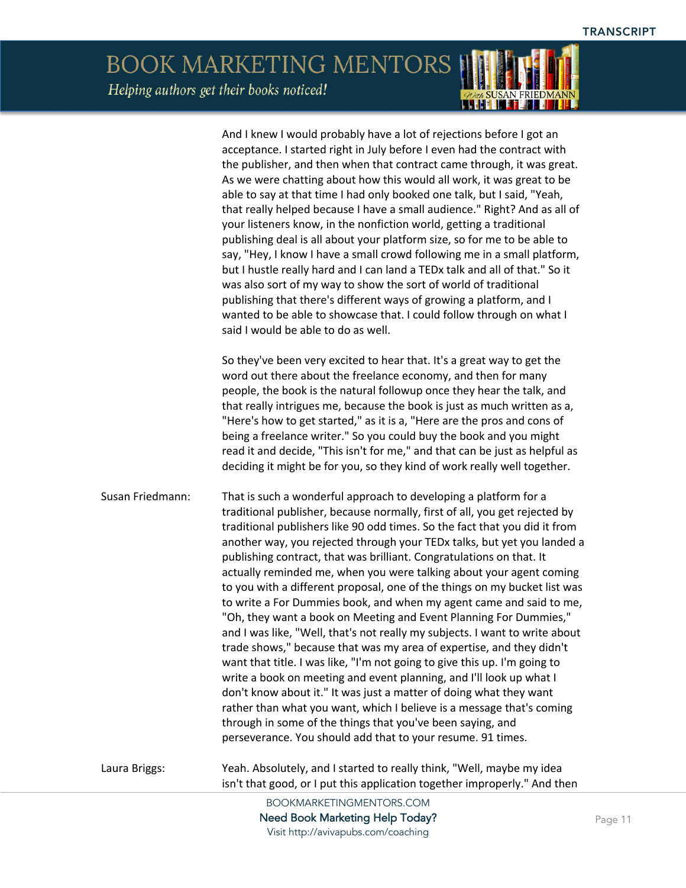And I knew I would probably have a lot of rejections before I got an acceptance. I started right in July before I even had the contract with the publisher, and then when that contract came through, it was great. As we were chatting about how this would all work, it was great to be able to say at that time I had only booked one talk, but I said, "Yeah, that really helped because I have a small audience." Right? And as all of your listeners know, in the nonfiction world, getting a traditional publishing deal is all about your platform size, so for me to be able to say, "Hey, I know I have a small crowd following me in a small platform, but I hustle really hard and I can land a TEDx talk and all of that." So it was also sort of my way to show the sort of world of traditional publishing that there's different ways of growing a platform, and I wanted to be able to showcase that. I could follow through on what I said I would be able to do as well.

So they've been very excited to hear that. It's a great way to get the word out there about the freelance economy, and then for many people, the book is the natural followup once they hear the talk, and that really intrigues me, because the book is just as much written as a, "Here's how to get started," as it is a, "Here are the pros and cons of being a freelance writer." So you could buy the book and you might read it and decide, "This isn't for me," and that can be just as helpful as deciding it might be for you, so they kind of work really well together.

Susan Friedmann: That is such a wonderful approach to developing a platform for a traditional publisher, because normally, first of all, you get rejected by traditional publishers like 90 odd times. So the fact that you did it from another way, you rejected through your TEDx talks, but yet you landed a publishing contract, that was brilliant. Congratulations on that. It actually reminded me, when you were talking about your agent coming to you with a different proposal, one of the things on my bucket list was to write a For Dummies book, and when my agent came and said to me, "Oh, they want a book on Meeting and Event Planning For Dummies," and I was like, "Well, that's not really my subjects. I want to write about trade shows," because that was my area of expertise, and they didn't want that title. I was like, "I'm not going to give this up. I'm going to write a book on meeting and event planning, and I'll look up what I don't know about it." It was just a matter of doing what they want rather than what you want, which I believe is a message that's coming through in some of the things that you've been saying, and perseverance. You should add that to your resume. 91 times.

Laura Briggs: Yeah. Absolutely, and I started to really think, "Well, maybe my idea isn't that good, or I put this application together improperly." And then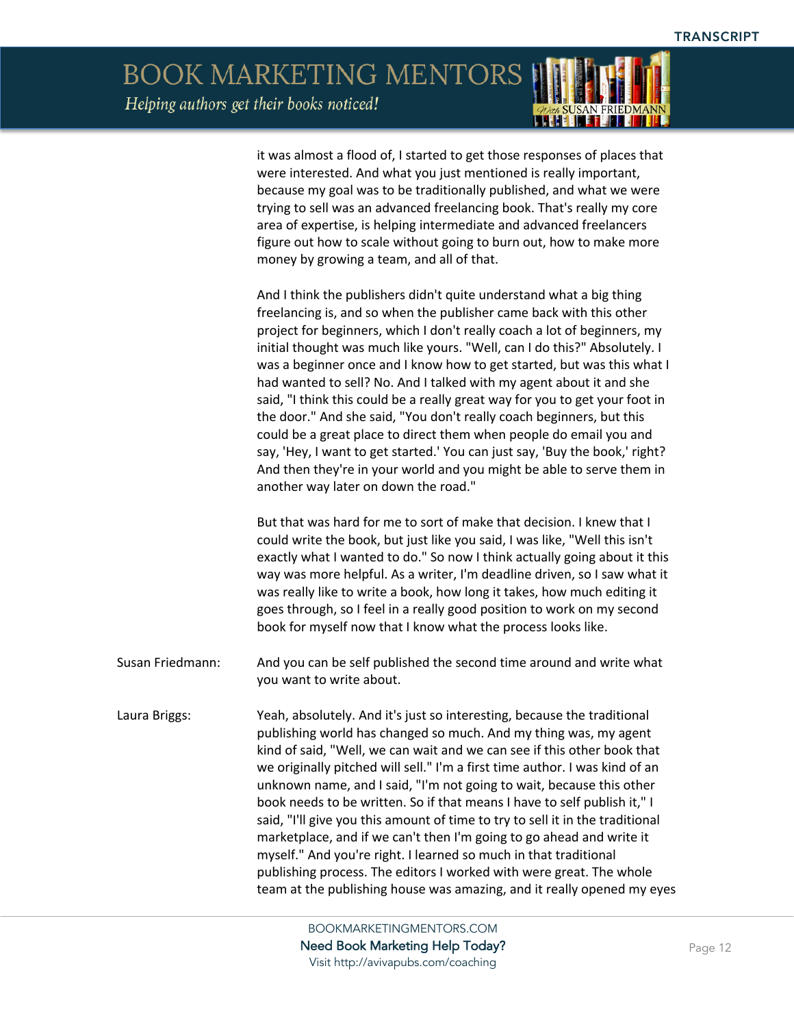it was almost a flood of, I started to get those responses of places that were interested. And what you just mentioned is really important, because my goal was to be traditionally published, and what we were trying to sell was an advanced freelancing book. That's really my core area of expertise, is helping intermediate and advanced freelancers figure out how to scale without going to burn out, how to make more money by growing a team, and all of that.

And I think the publishers didn't quite understand what a big thing freelancing is, and so when the publisher came back with this other project for beginners, which I don't really coach a lot of beginners, my initial thought was much like yours. "Well, can I do this?" Absolutely. I was a beginner once and I know how to get started, but was this what I had wanted to sell? No. And I talked with my agent about it and she said, "I think this could be a really great way for you to get your foot in the door." And she said, "You don't really coach beginners, but this could be a great place to direct them when people do email you and say, 'Hey, I want to get started.' You can just say, 'Buy the book,' right? And then they're in your world and you might be able to serve them in another way later on down the road."

But that was hard for me to sort of make that decision. I knew that I could write the book, but just like you said, I was like, "Well this isn't exactly what I wanted to do." So now I think actually going about it this way was more helpful. As a writer, I'm deadline driven, so I saw what it was really like to write a book, how long it takes, how much editing it goes through, so I feel in a really good position to work on my second book for myself now that I know what the process looks like.

Susan Friedmann: And you can be self published the second time around and write what you want to write about.

Laura Briggs: Yeah, absolutely. And it's just so interesting, because the traditional publishing world has changed so much. And my thing was, my agent kind of said, "Well, we can wait and we can see if this other book that we originally pitched will sell." I'm a first time author. I was kind of an unknown name, and I said, "I'm not going to wait, because this other book needs to be written. So if that means I have to self publish it," I said, "I'll give you this amount of time to try to sell it in the traditional marketplace, and if we can't then I'm going to go ahead and write it myself." And you're right. I learned so much in that traditional publishing process. The editors I worked with were great. The whole team at the publishing house was amazing, and it really opened my eyes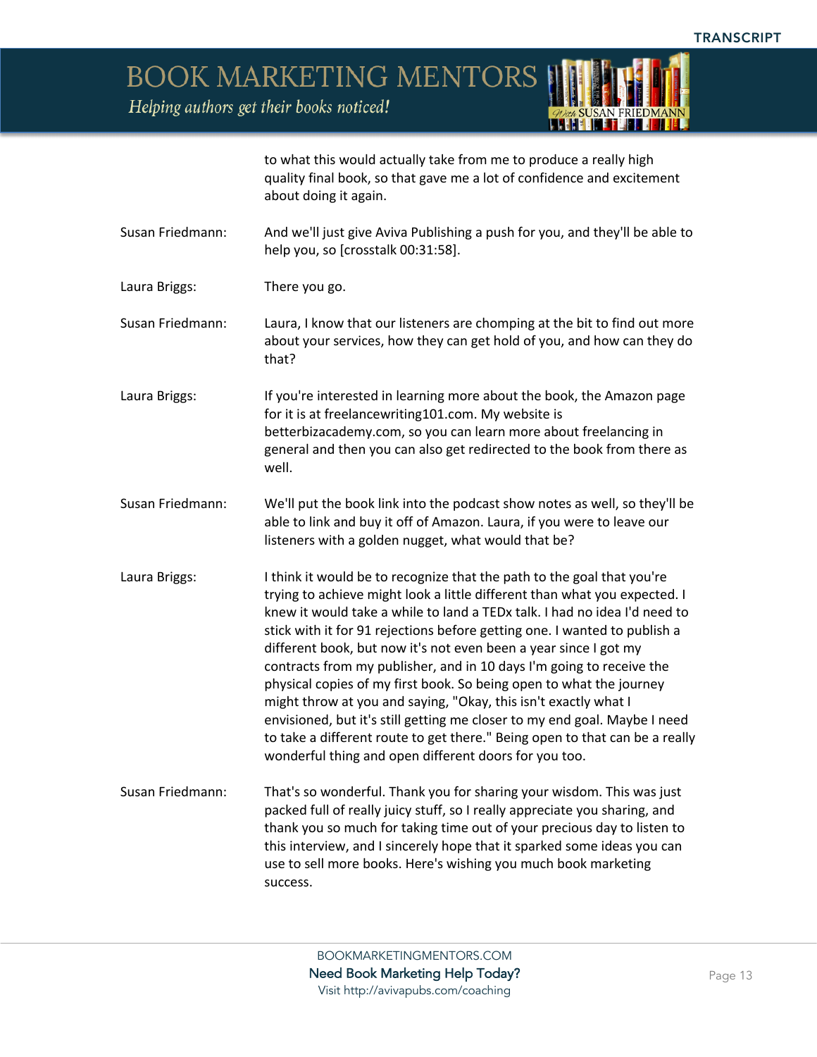to what this would actually take from me to produce a really high quality final book, so that gave me a lot of confidence and excitement about doing it again.

Susan Friedmann: And we'll just give Aviva Publishing a push for you, and they'll be able to help you, so [crosstalk 00:31:58].

Laura Briggs: There you go.

Susan Friedmann: Laura, I know that our listeners are chomping at the bit to find out more about your services, how they can get hold of you, and how can they do that?

Laura Briggs: If you're interested in learning more about the book, the Amazon page for it is at freelancewriting101.com. My website is betterbizacademy.com, so you can learn more about freelancing in general and then you can also get redirected to the book from there as well.

Susan Friedmann: We'll put the book link into the podcast show notes as well, so they'll be able to link and buy it off of Amazon. Laura, if you were to leave our listeners with a golden nugget, what would that be?

Laura Briggs: I think it would be to recognize that the path to the goal that you're trying to achieve might look a little different than what you expected. I knew it would take a while to land a TEDx talk. I had no idea I'd need to stick with it for 91 rejections before getting one. I wanted to publish a different book, but now it's not even been a year since I got my contracts from my publisher, and in 10 days I'm going to receive the physical copies of my first book. So being open to what the journey might throw at you and saying, "Okay, this isn't exactly what I envisioned, but it's still getting me closer to my end goal. Maybe I need to take a different route to get there." Being open to that can be a really wonderful thing and open different doors for you too.

Susan Friedmann: That's so wonderful. Thank you for sharing your wisdom. This was just packed full of really juicy stuff, so I really appreciate you sharing, and thank you so much for taking time out of your precious day to listen to this interview, and I sincerely hope that it sparked some ideas you can use to sell more books. Here's wishing you much book marketing success.